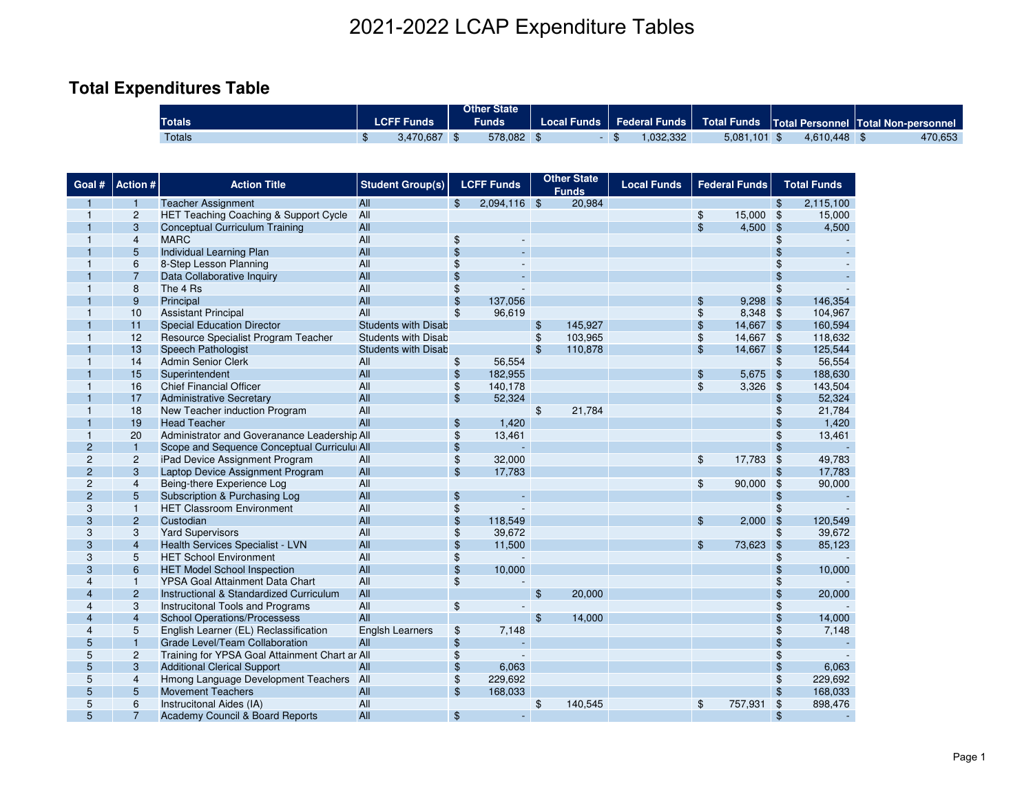# 2021-2022 LCAP Expenditure Tables

## Total Expenditures Table

| Totals | LCFF Funds | Other State Funds | Local Funds | Federal Funds | Total Funds | Total Personnel | Total Non-personnel |
|---|---|---|---|---|---|---|---|
| Totals | $ 3,470,687 | $ 578,082 | $ - | $ 1,032,332 | 5,081,101 | $ 4,610,448 | $ 470,653 |

| Goal # | Action # | Action Title | Student Group(s) | LCFF Funds | Other State Funds | Local Funds | Federal Funds | Total Funds |
|---|---|---|---|---|---|---|---|---|
| 1 | 1 | Teacher Assignment | All | $ 2,094,116 | $ 20,984 | | | $ 2,115,100 |
| 1 | 2 | HET Teaching Coaching & Support Cycle | All | | | | $ 15,000 | $ 15,000 |
| 1 | 3 | Conceptual Curriculum Training | All | | | | $ 4,500 | $ 4,500 |
| 1 | 4 | MARC | All | $ - | | | | $ - |
| 1 | 5 | Individual Learning Plan | All | $ - | | | | $ - |
| 1 | 6 | 8-Step Lesson Planning | All | $ - | | | | $ - |
| 1 | 7 | Data Collaborative Inquiry | All | $ - | | | | $ - |
| 1 | 8 | The 4 Rs | All | $ - | | | | $ - |
| 1 | 9 | Principal | All | $ 137,056 | | | $ 9,298 | $ 146,354 |
| 1 | 10 | Assistant Principal | All | $ 96,619 | | | $ 8,348 | $ 104,967 |
| 1 | 11 | Special Education Director | Students with Disab | | $ 145,927 | | $ 14,667 | $ 160,594 |
| 1 | 12 | Resource Specialist Program Teacher | Students with Disab | | $ 103,965 | | $ 14,667 | $ 118,632 |
| 1 | 13 | Speech Pathologist | Students with Disab | | $ 110,878 | | $ 14,667 | $ 125,544 |
| 1 | 14 | Admin Senior Clerk | All | $ 56,554 | | | | $ 56,554 |
| 1 | 15 | Superintendent | All | $ 182,955 | | | $ 5,675 | $ 188,630 |
| 1 | 16 | Chief Financial Officer | All | $ 140,178 | | | $ 3,326 | $ 143,504 |
| 1 | 17 | Administrative Secretary | All | $ 52,324 | | | | $ 52,324 |
| 1 | 18 | New Teacher induction Program | All | | $ 21,784 | | | $ 21,784 |
| 1 | 19 | Head Teacher | All | $ 1,420 | | | | $ 1,420 |
| 1 | 20 | Administrator and Goveranance Leadership | All | $ 13,461 | | | | $ 13,461 |
| 2 | 1 | Scope and Sequence Conceptual Curriculu | All | $ - | | | | $ - |
| 2 | 2 | iPad Device Assignment Program | All | $ 32,000 | | | $ 17,783 | $ 49,783 |
| 2 | 3 | Laptop Device Assignment Program | All | $ 17,783 | | | | $ 17,783 |
| 2 | 4 | Being-there Experience Log | All | | | | $ 90,000 | $ 90,000 |
| 2 | 5 | Subscription & Purchasing Log | All | $ - | | | | $ - |
| 3 | 1 | HET Classroom Environment | All | $ - | | | | $ - |
| 3 | 2 | Custodian | All | $ 118,549 | | | $ 2,000 | $ 120,549 |
| 3 | 3 | Yard Supervisors | All | $ 39,672 | | | | $ 39,672 |
| 3 | 4 | Health Services Specialist - LVN | All | $ 11,500 | | | $ 73,623 | $ 85,123 |
| 3 | 5 | HET School Environment | All | $ - | | | | $ - |
| 3 | 6 | HET Model School Inspection | All | $ 10,000 | | | | $ 10,000 |
| 4 | 1 | YPSA Goal Attainment Data Chart | All | $ - | | | | $ - |
| 4 | 2 | Instructional & Standardized Curriculum | All | | $ 20,000 | | | $ 20,000 |
| 4 | 3 | Instrucitonal Tools and Programs | All | $ - | | | | $ - |
| 4 | 4 | School Operations/Processess | All | | $ 14,000 | | | $ 14,000 |
| 4 | 5 | English Learner (EL) Reclassification | Englsh Learners | $ 7,148 | | | | $ 7,148 |
| 5 | 1 | Grade Level/Team Collaboration | All | $ - | | | | $ - |
| 5 | 2 | Training for YPSA Goal Attainment Chart ar | All | $ - | | | | $ - |
| 5 | 3 | Additional Clerical Support | All | $ 6,063 | | | | $ 6,063 |
| 5 | 4 | Hmong Language Development Teachers | All | $ 229,692 | | | | $ 229,692 |
| 5 | 5 | Movement Teachers | All | $ 168,033 | | | | $ 168,033 |
| 5 | 6 | Instrucitonal Aides (IA) | All | | $ 140,545 | | $ 757,931 | $ 898,476 |
| 5 | 7 | Academy Council & Board Reports | All | $ - | | | | $ - |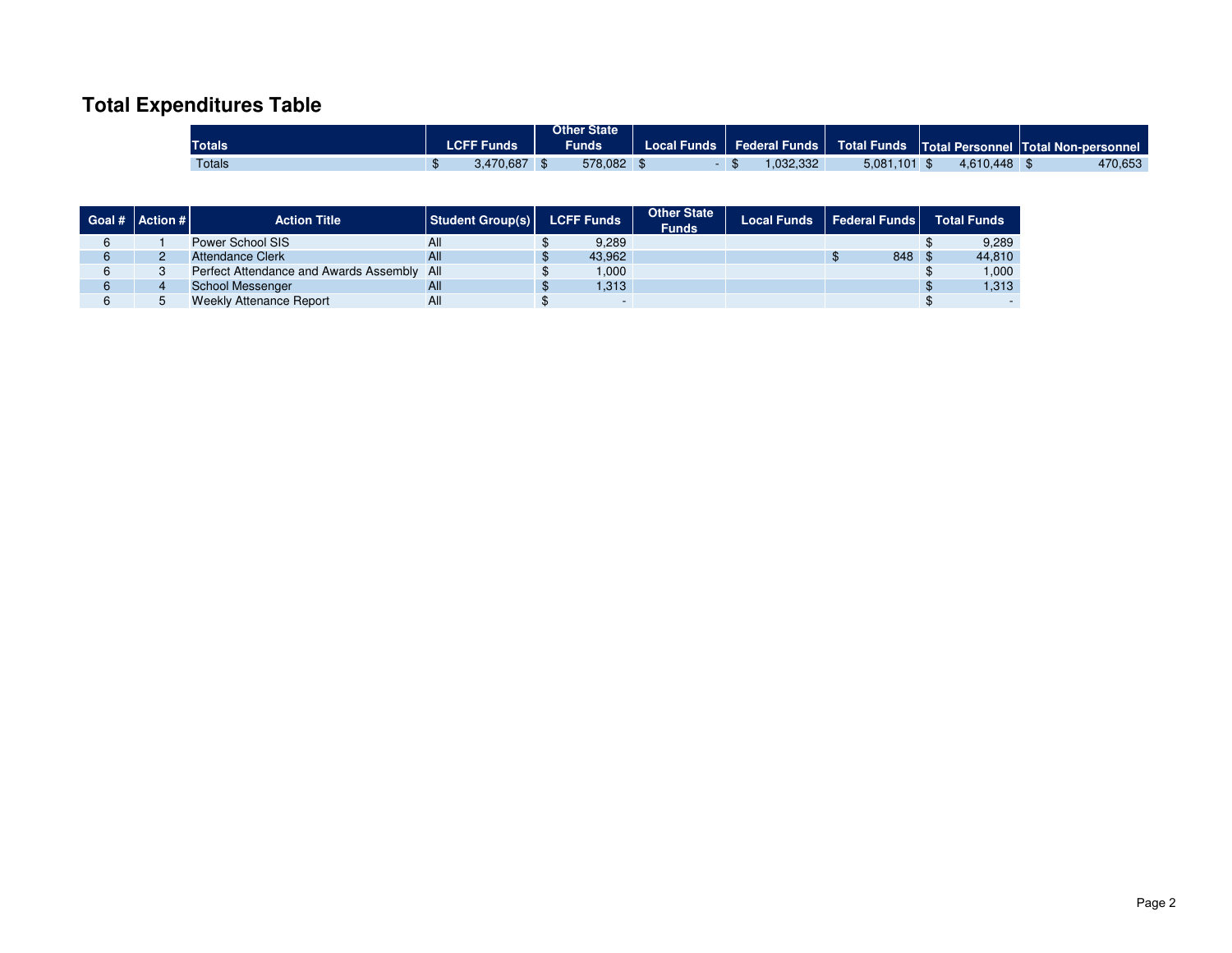# Total Expenditures Table

| Totals | LCFF Funds | Other State Funds | Local Funds | Federal Funds | Total Funds | Total Personnel | Total Non-personnel |
|---|---|---|---|---|---|---|---|
| Totals | $ 3,470,687 | $ 578,082 | $ - | $ 1,032,332 | 5,081,101 | $ 4,610,448 | $ 470,653 |

| Goal # | Action # | Action Title | Student Group(s) | LCFF Funds | Other State Funds | Local Funds | Federal Funds | Total Funds |
|---|---|---|---|---|---|---|---|---|
| 6 | 1 | Power School SIS | All | $ 9,289 | | | | $ 9,289 |
| 6 | 2 | Attendance Clerk | All | $ 43,962 | | | $ 848 | $ 44,810 |
| 6 | 3 | Perfect Attendance and Awards Assembly | All | $ 1,000 | | | | $ 1,000 |
| 6 | 4 | School Messenger | All | $ 1,313 | | | | $ 1,313 |
| 6 | 5 | Weekly Attenance Report | All | $ - | | | | $ - |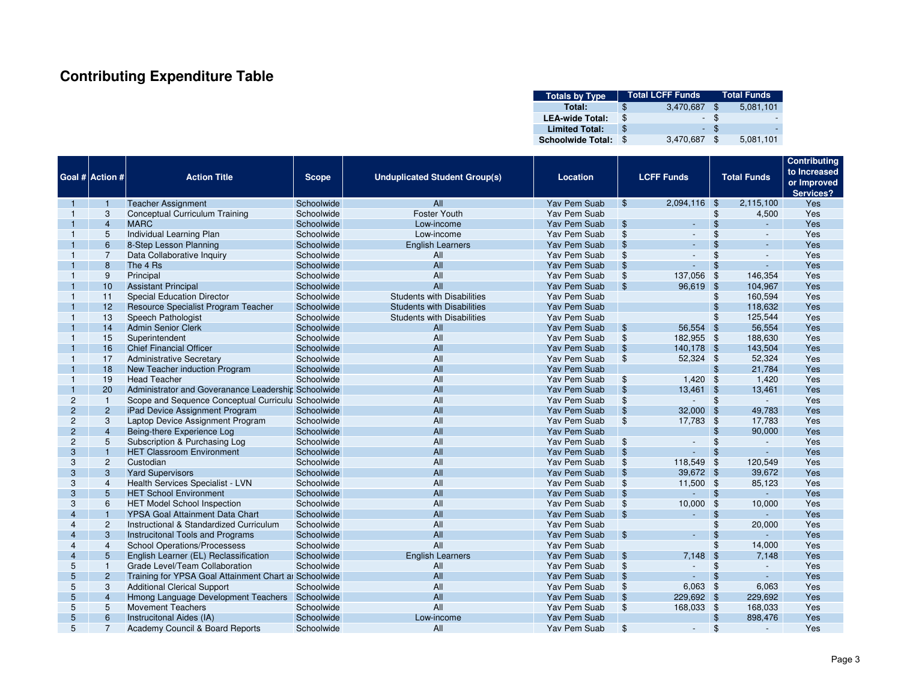# Contributing Expenditure Table

| Totals by Type | Total LCFF Funds | Total Funds |
|---|---|---|
| Total: | $ 3,470,687 | $ 5,081,101 |
| LEA-wide Total: | $ - | $ - |
| Limited Total: | $ - | $ - |
| Schoolwide Total: | $ 3,470,687 | $ 5,081,101 |

| Goal # | Action # | Action Title | Scope | Unduplicated Student Group(s) | Location | LCFF Funds | Total Funds | Contributing to Increased or Improved Services? |
|---|---|---|---|---|---|---|---|---|
| 1 | 1 | Teacher Assignment | Schoolwide | All | Yav Pem Suab | $ 2,094,116 | $ 2,115,100 | Yes |
| 1 | 3 | Conceptual Curriculum Training | Schoolwide | Foster Youth | Yav Pem Suab | | $ 4,500 | Yes |
| 1 | 4 | MARC | Schoolwide | Low-income | Yav Pem Suab | $ - | $ - | Yes |
| 1 | 5 | Individual Learning Plan | Schoolwide | Low-income | Yav Pem Suab | $ - | $ - | Yes |
| 1 | 6 | 8-Step Lesson Planning | Schoolwide | English Learners | Yav Pem Suab | $ - | $ - | Yes |
| 1 | 7 | Data Collaborative Inquiry | Schoolwide | All | Yav Pem Suab | $ - | $ - | Yes |
| 1 | 8 | The 4 Rs | Schoolwide | All | Yav Pem Suab | $ - | $ - | Yes |
| 1 | 9 | Principal | Schoolwide | All | Yav Pem Suab | $ 137,056 | $ 146,354 | Yes |
| 1 | 10 | Assistant Principal | Schoolwide | All | Yav Pem Suab | $ 96,619 | $ 104,967 | Yes |
| 1 | 11 | Special Education Director | Schoolwide | Students with Disabilities | Yav Pem Suab | | $ 160,594 | Yes |
| 1 | 12 | Resource Specialist Program Teacher | Schoolwide | Students with Disabilities | Yav Pem Suab | | $ 118,632 | Yes |
| 1 | 13 | Speech Pathologist | Schoolwide | Students with Disabilities | Yav Pem Suab | | $ 125,544 | Yes |
| 1 | 14 | Admin Senior Clerk | Schoolwide | All | Yav Pem Suab | $ 56,554 | $ 56,554 | Yes |
| 1 | 15 | Superintendent | Schoolwide | All | Yav Pem Suab | $ 182,955 | $ 188,630 | Yes |
| 1 | 16 | Chief Financial Officer | Schoolwide | All | Yav Pem Suab | $ 140,178 | $ 143,504 | Yes |
| 1 | 17 | Administrative Secretary | Schoolwide | All | Yav Pem Suab | $ 52,324 | $ 52,324 | Yes |
| 1 | 18 | New Teacher induction Program | Schoolwide | All | Yav Pem Suab | | $ 21,784 | Yes |
| 1 | 19 | Head Teacher | Schoolwide | All | Yav Pem Suab | $ 1,420 | $ 1,420 | Yes |
| 1 | 20 | Administrator and Goveranance Leadership | Schoolwide | All | Yav Pem Suab | $ 13,461 | $ 13,461 | Yes |
| 2 | 1 | Scope and Sequence Conceptual Curriculu | Schoolwide | All | Yav Pem Suab | $ - | $ - | Yes |
| 2 | 2 | iPad Device Assignment Program | Schoolwide | All | Yav Pem Suab | $ 32,000 | $ 49,783 | Yes |
| 2 | 3 | Laptop Device Assignment Program | Schoolwide | All | Yav Pem Suab | $ 17,783 | $ 17,783 | Yes |
| 2 | 4 | Being-there Experience Log | Schoolwide | All | Yav Pem Suab | | $ 90,000 | Yes |
| 2 | 5 | Subscription & Purchasing Log | Schoolwide | All | Yav Pem Suab | $ - | $ - | Yes |
| 3 | 1 | HET Classroom Environment | Schoolwide | All | Yav Pem Suab | $ - | $ - | Yes |
| 3 | 2 | Custodian | Schoolwide | All | Yav Pem Suab | $ 118,549 | $ 120,549 | Yes |
| 3 | 3 | Yard Supervisors | Schoolwide | All | Yav Pem Suab | $ 39,672 | $ 39,672 | Yes |
| 3 | 4 | Health Services Specialist - LVN | Schoolwide | All | Yav Pem Suab | $ 11,500 | $ 85,123 | Yes |
| 3 | 5 | HET School Environment | Schoolwide | All | Yav Pem Suab | $ - | $ - | Yes |
| 3 | 6 | HET Model School Inspection | Schoolwide | All | Yav Pem Suab | $ 10,000 | $ 10,000 | Yes |
| 4 | 1 | YPSA Goal Attainment Data Chart | Schoolwide | All | Yav Pem Suab | $ - | $ - | Yes |
| 4 | 2 | Instructional & Standardized Curriculum | Schoolwide | All | Yav Pem Suab | | $ 20,000 | Yes |
| 4 | 3 | Instrucitonal Tools and Programs | Schoolwide | All | Yav Pem Suab | $ - | $ - | Yes |
| 4 | 4 | School Operations/Processess | Schoolwide | All | Yav Pem Suab | | $ 14,000 | Yes |
| 4 | 5 | English Learner (EL) Reclassification | Schoolwide | English Learners | Yav Pem Suab | $ 7,148 | $ 7,148 | Yes |
| 5 | 1 | Grade Level/Team Collaboration | Schoolwide | All | Yav Pem Suab | $ - | $ - | Yes |
| 5 | 2 | Training for YPSA Goal Attainment Chart ar | Schoolwide | All | Yav Pem Suab | $ - | $ - | Yes |
| 5 | 3 | Additional Clerical Support | Schoolwide | All | Yav Pem Suab | $ 6,063 | $ 6,063 | Yes |
| 5 | 4 | Hmong Language Development Teachers | Schoolwide | All | Yav Pem Suab | $ 229,692 | $ 229,692 | Yes |
| 5 | 5 | Movement Teachers | Schoolwide | All | Yav Pem Suab | $ 168,033 | $ 168,033 | Yes |
| 5 | 6 | Instrucitonal Aides (IA) | Schoolwide | Low-income | Yav Pem Suab | | $ 898,476 | Yes |
| 5 | 7 | Academy Council & Board Reports | Schoolwide | All | Yav Pem Suab | $ - | $ - | Yes |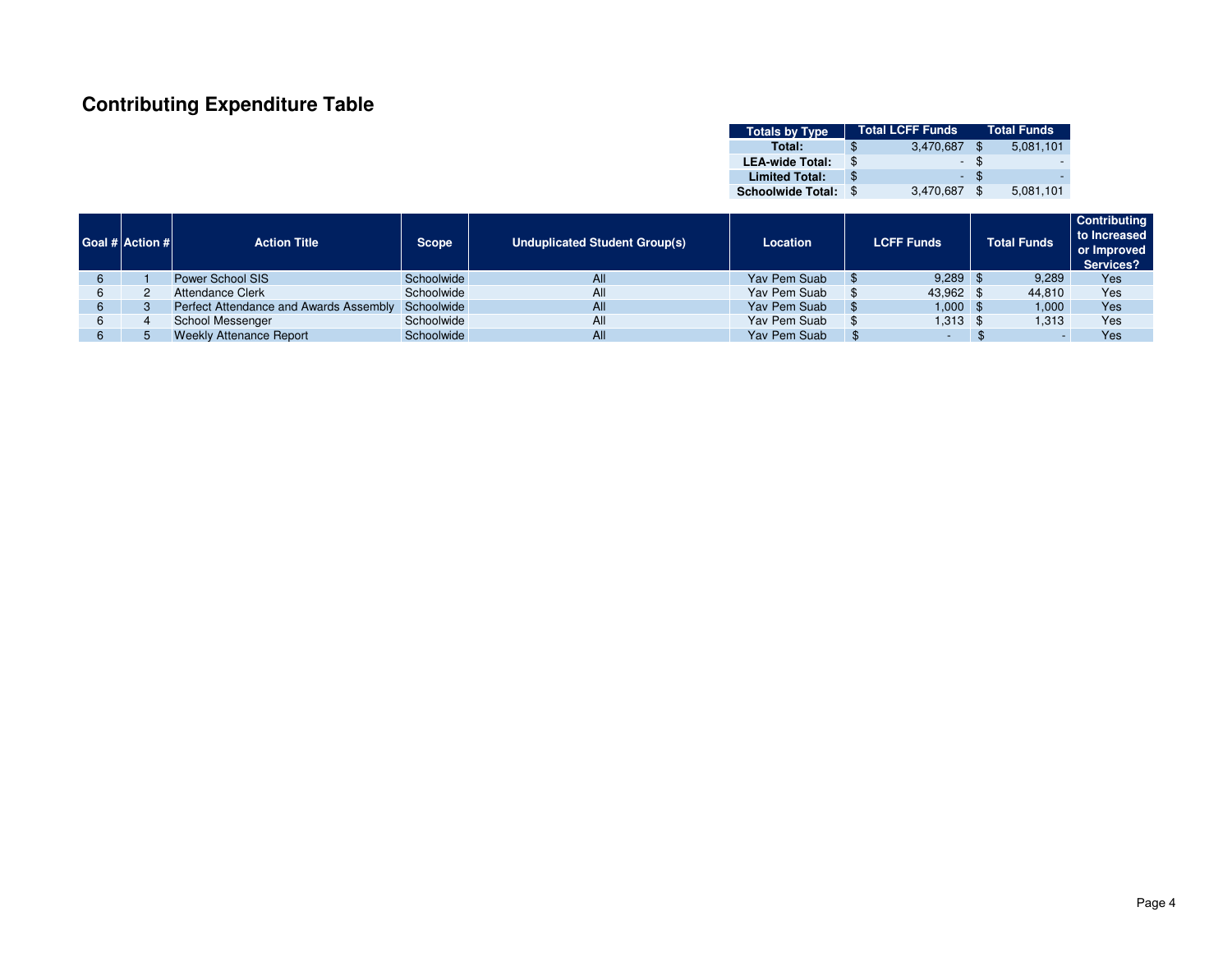# Contributing Expenditure Table

| Totals by Type | Total LCFF Funds | Total Funds |
|---|---|---|
| Total: | $ 3,470,687 | $ 5,081,101 |
| LEA-wide Total: | $ - | $ - |
| Limited Total: | $ - | $ - |
| Schoolwide Total: | $ 3,470,687 | $ 5,081,101 |

| Goal # | Action # | Action Title | Scope | Unduplicated Student Group(s) | Location | LCFF Funds | Total Funds | Contributing to Increased or Improved Services? |
|---|---|---|---|---|---|---|---|---|
| 6 | 1 | Power School SIS | Schoolwide | All | Yav Pem Suab | $ 9,289 | $ 9,289 | Yes |
| 6 | 2 | Attendance Clerk | Schoolwide | All | Yav Pem Suab | $ 43,962 | $ 44,810 | Yes |
| 6 | 3 | Perfect Attendance and Awards Assembly | Schoolwide | All | Yav Pem Suab | $ 1,000 | $ 1,000 | Yes |
| 6 | 4 | School Messenger | Schoolwide | All | Yav Pem Suab | $ 1,313 | $ 1,313 | Yes |
| 6 | 5 | Weekly Attenance Report | Schoolwide | All | Yav Pem Suab | $ - | $ - | Yes |